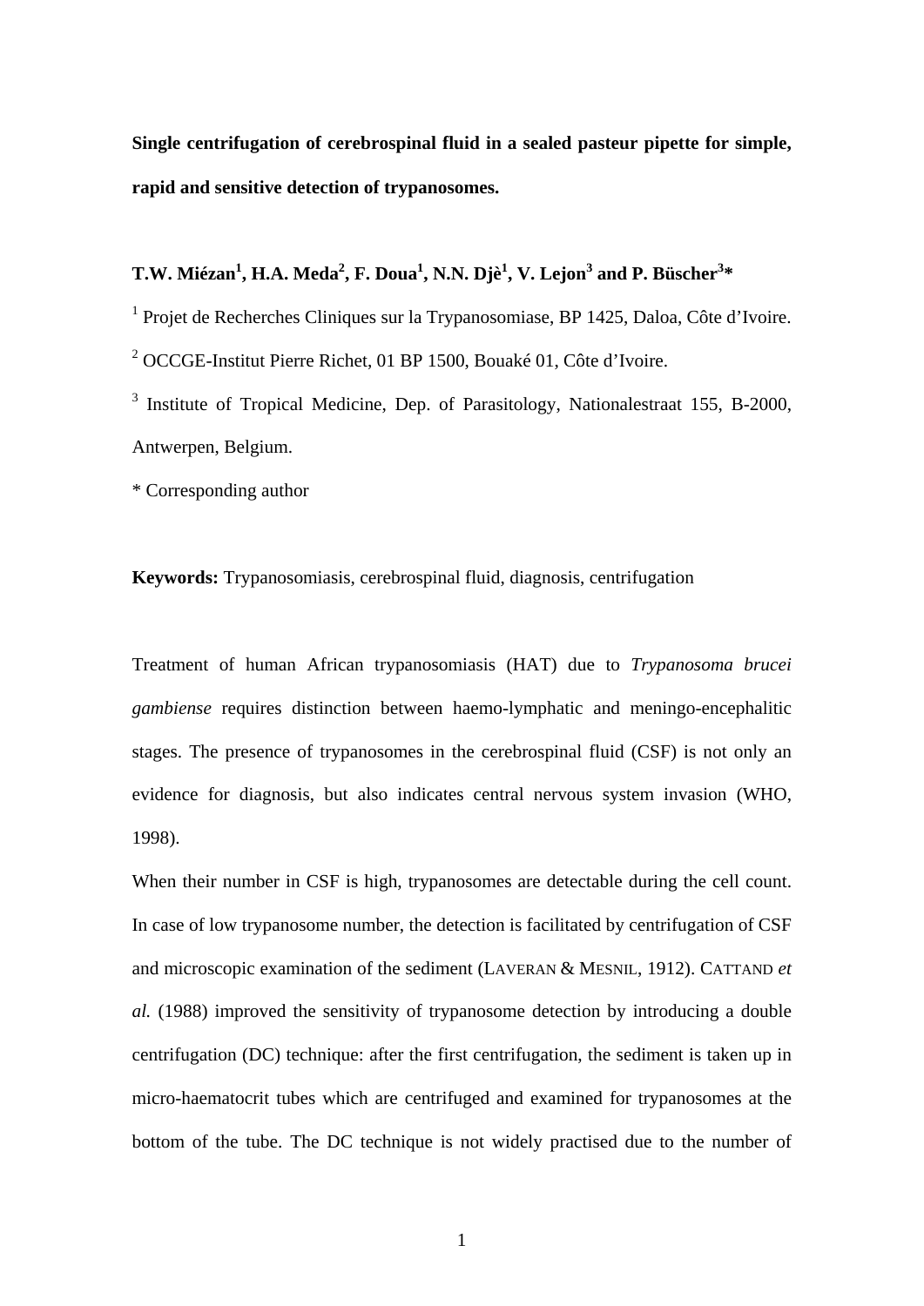**Single centrifugation of cerebrospinal fluid in a sealed pasteur pipette for simple, rapid and sensitive detection of trypanosomes.**

**T.W. Miézan[1], H.A. Meda[2], F. Doua[1], N.N. Djè[1], V. Lejon[3] and P. Büscher[3]***

[1] Projet de Recherches Cliniques sur la Trypanosomiase, BP 1425, Daloa, Côte d'Ivoire.

[2] OCCGE-Institut Pierre Richet, 01 BP 1500, Bouaké 01, Côte d'Ivoire.

[3] Institute of Tropical Medicine, Dep. of Parasitology, Nationalestraat 155, B-2000, Antwerpen, Belgium.

* Corresponding author

**Keywords:** Trypanosomiasis, cerebrospinal fluid, diagnosis, centrifugation

Treatment of human African trypanosomiasis (HAT) due to *Trypanosoma brucei gambiense* requires distinction between haemo-lymphatic and meningo-encephalitic stages. The presence of trypanosomes in the cerebrospinal fluid (CSF) is not only an evidence for diagnosis, but also indicates central nervous system invasion (WHO, 1998).

When their number in CSF is high, trypanosomes are detectable during the cell count. In case of low trypanosome number, the detection is facilitated by centrifugation of CSF and microscopic examination of the sediment (LAVERAN & MESNIL, 1912). CATTAND *et al.* (1988) improved the sensitivity of trypanosome detection by introducing a double centrifugation (DC) technique: after the first centrifugation, the sediment is taken up in micro-haematocrit tubes which are centrifuged and examined for trypanosomes at the bottom of the tube. The DC technique is not widely practised due to the number of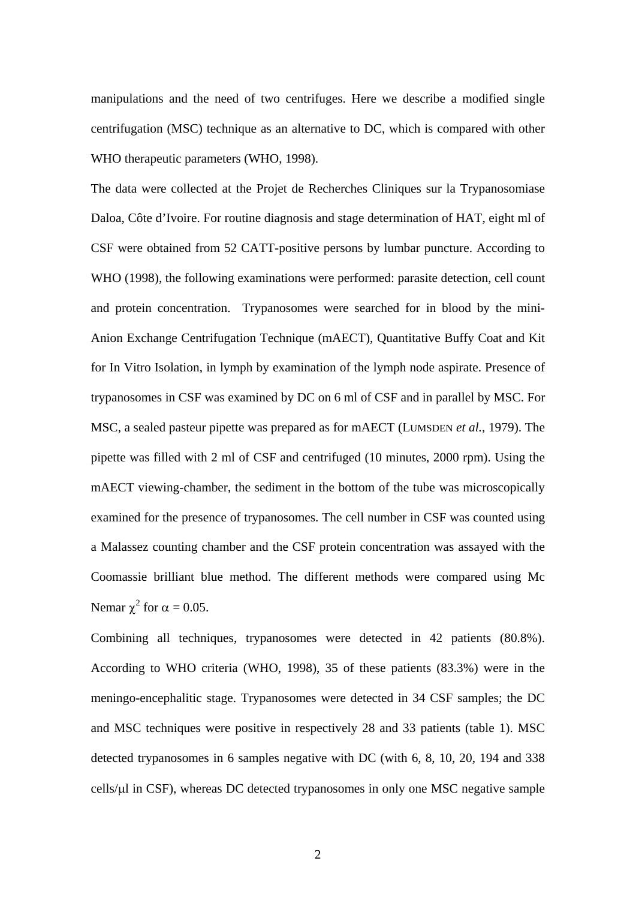manipulations and the need of two centrifuges. Here we describe a modified single centrifugation (MSC) technique as an alternative to DC, which is compared with other WHO therapeutic parameters (WHO, 1998).

The data were collected at the Projet de Recherches Cliniques sur la Trypanosomiase Daloa, Côte d'Ivoire. For routine diagnosis and stage determination of HAT, eight ml of CSF were obtained from 52 CATT-positive persons by lumbar puncture. According to WHO (1998), the following examinations were performed: parasite detection, cell count and protein concentration. Trypanosomes were searched for in blood by the mini-Anion Exchange Centrifugation Technique (mAECT), Quantitative Buffy Coat and Kit for In Vitro Isolation, in lymph by examination of the lymph node aspirate. Presence of trypanosomes in CSF was examined by DC on 6 ml of CSF and in parallel by MSC. For MSC, a sealed pasteur pipette was prepared as for mAECT (LUMSDEN *et al.*, 1979). The pipette was filled with 2 ml of CSF and centrifuged (10 minutes, 2000 rpm). Using the mAECT viewing-chamber, the sediment in the bottom of the tube was microscopically examined for the presence of trypanosomes. The cell number in CSF was counted using a Malassez counting chamber and the CSF protein concentration was assayed with the Coomassie brilliant blue method. The different methods were compared using Mc Nemar $\chi^2$ for $\alpha = 0.05$.

Combining all techniques, trypanosomes were detected in 42 patients (80.8%). According to WHO criteria (WHO, 1998), 35 of these patients (83.3%) were in the meningo-encephalitic stage. Trypanosomes were detected in 34 CSF samples; the DC and MSC techniques were positive in respectively 28 and 33 patients (table 1). MSC detected trypanosomes in 6 samples negative with DC (with 6, 8, 10, 20, 194 and 338 cells/µl in CSF), whereas DC detected trypanosomes in only one MSC negative sample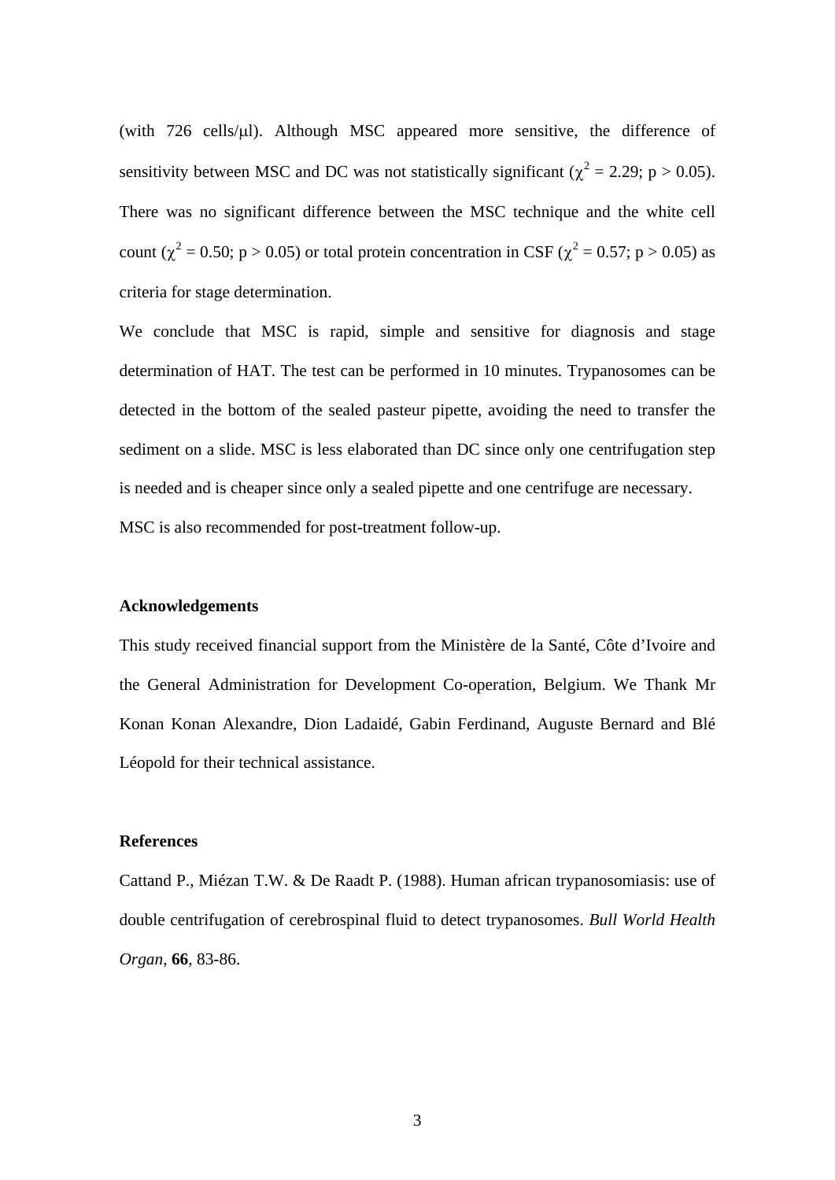(with 726 cells/μl). Although MSC appeared more sensitive, the difference of sensitivity between MSC and DC was not statistically significant ($\chi^2 = 2.29$; $p > 0.05$). There was no significant difference between the MSC technique and the white cell count ($\chi^2 = 0.50$; $p > 0.05$) or total protein concentration in CSF ($\chi^2 = 0.57$; $p > 0.05$) as criteria for stage determination.

We conclude that MSC is rapid, simple and sensitive for diagnosis and stage determination of HAT. The test can be performed in 10 minutes. Trypanosomes can be detected in the bottom of the sealed pasteur pipette, avoiding the need to transfer the sediment on a slide. MSC is less elaborated than DC since only one centrifugation step is needed and is cheaper since only a sealed pipette and one centrifuge are necessary.

MSC is also recommended for post-treatment follow-up.

**Acknowledgements**

This study received financial support from the Ministère de la Santé, Côte d'Ivoire and the General Administration for Development Co-operation, Belgium. We Thank Mr Konan Konan Alexandre, Dion Ladaidé, Gabin Ferdinand, Auguste Bernard and Blé Léopold for their technical assistance.

**References**

Cattand P., Miézan T.W. & De Raadt P. (1988). Human african trypanosomiasis: use of double centrifugation of cerebrospinal fluid to detect trypanosomes. *Bull World Health Organ*, **66**, 83-86.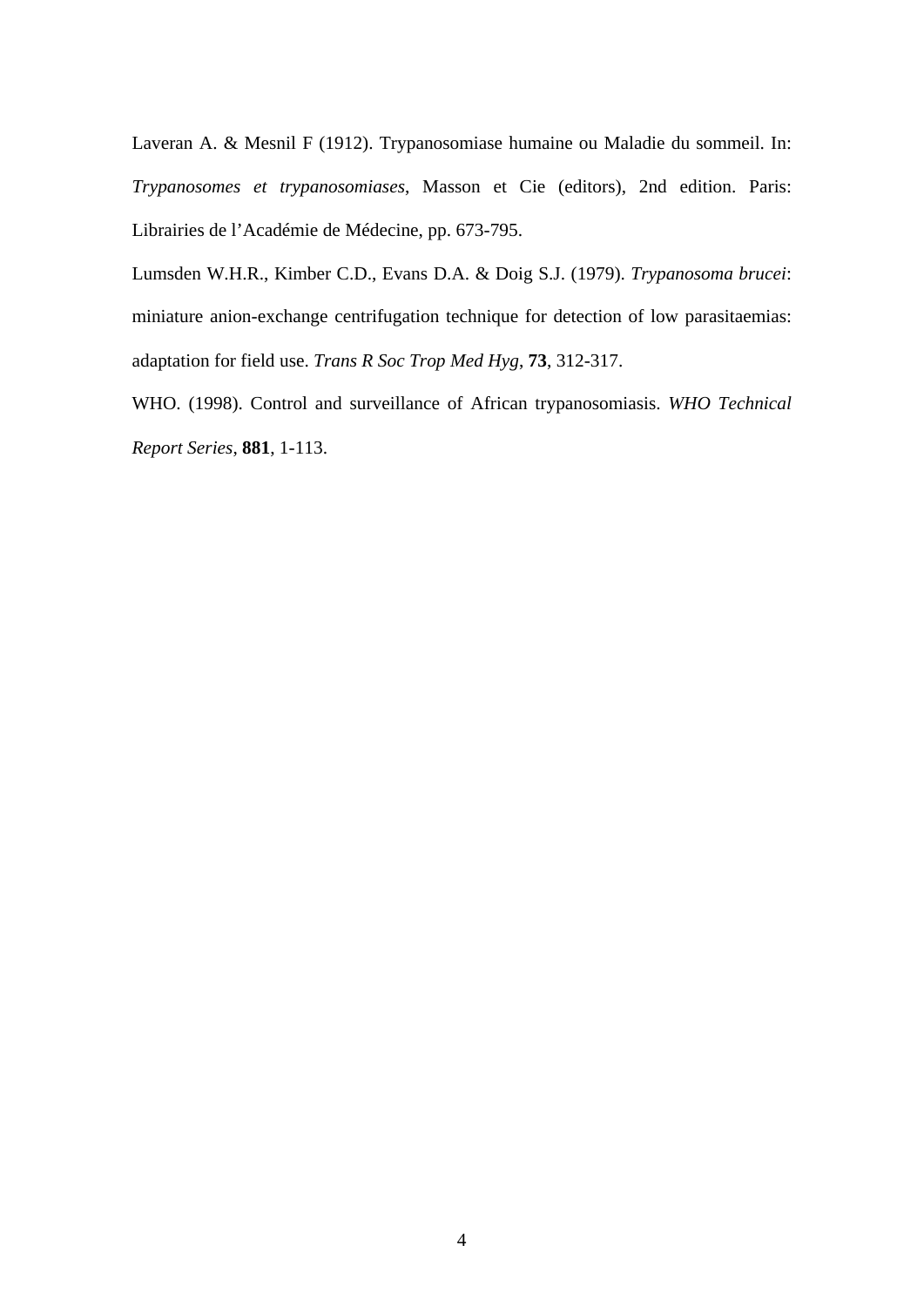Laveran A. & Mesnil F (1912). Trypanosomiase humaine ou Maladie du sommeil. In: *Trypanosomes et trypanosomiases*, Masson et Cie (editors), 2nd edition. Paris: Librairies de l'Académie de Médecine, pp. 673-795.

Lumsden W.H.R., Kimber C.D., Evans D.A. & Doig S.J. (1979). *Trypanosoma brucei*: miniature anion-exchange centrifugation technique for detection of low parasitaemias: adaptation for field use. *Trans R Soc Trop Med Hyg*, **73**, 312-317.

WHO. (1998). Control and surveillance of African trypanosomiasis. *WHO Technical Report Series*, **881**, 1-113.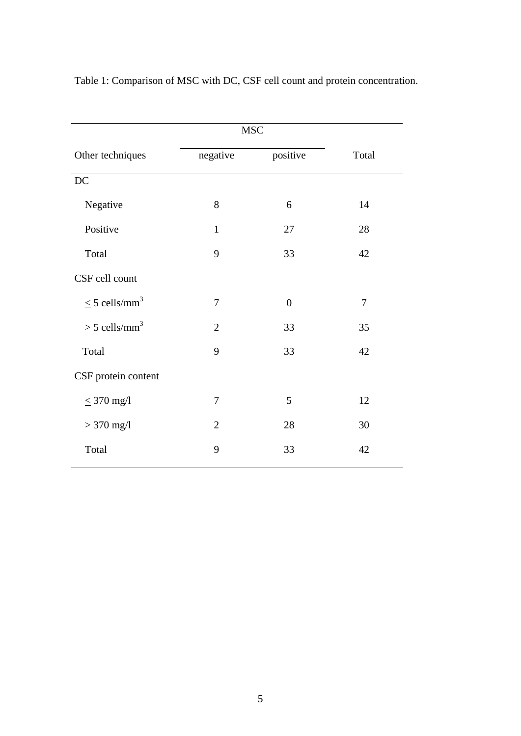Table 1: Comparison of MSC with DC, CSF cell count and protein concentration.

| | MSC | | |
|---|---|---|---|
| Other techniques | negative | positive | Total |
| DC | | | |
| Negative | 8 | 6 | 14 |
| Positive | 1 | 27 | 28 |
| Total | 9 | 33 | 42 |
| CSF cell count | | | |
| $\leq$ 5 cells/mm$^3$ | 7 | 0 | 7 |
| > 5 cells/mm$^3$ | 2 | 33 | 35 |
| Total | 9 | 33 | 42 |
| CSF protein content | | | |
| $\leq$ 370 mg/l | 7 | 5 | 12 |
| > 370 mg/l | 2 | 28 | 30 |
| Total | 9 | 33 | 42 |